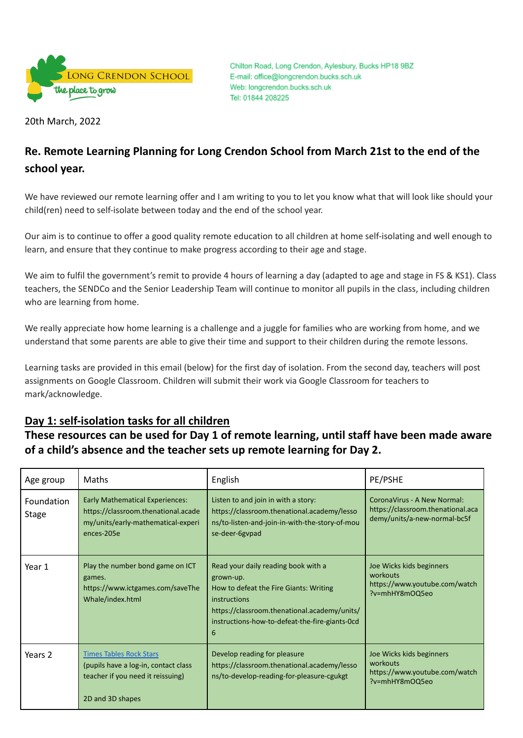LONG CRENDON SCHOOL
the place to grow

Chilton Road, Long Crendon, Aylesbury, Bucks HP18 9BZ
E-mail: office@longcrendon.bucks.sch.uk
Web: longcrendon.bucks.sch.uk
Tel: 01844 208225

20th March, 2022

## Re. Remote Learning Planning for Long Crendon School from March 21st to the end of the school year.

We have reviewed our remote learning offer and I am writing to you to let you know what that will look like should your child(ren) need to self-isolate between today and the end of the school year.

Our aim is to continue to offer a good quality remote education to all children at home self-isolating and well enough to learn, and ensure that they continue to make progress according to their age and stage.

We aim to fulfil the government's remit to provide 4 hours of learning a day (adapted to age and stage in FS & KS1). Class teachers, the SENDCo and the Senior Leadership Team will continue to monitor all pupils in the class, including children who are learning from home.

We really appreciate how home learning is a challenge and a juggle for families who are working from home, and we understand that some parents are able to give their time and support to their children during the remote lessons.

Learning tasks are provided in this email (below) for the first day of isolation. From the second day, teachers will post assignments on Google Classroom. Children will submit their work via Google Classroom for teachers to mark/acknowledge.

## Day 1: self-isolation tasks for all children

### These resources can be used for Day 1 of remote learning, until staff have been made aware of a child's absence and the teacher sets up remote learning for Day 2.

| Age group | Maths | English | PE/PSHE |
|---|---|---|---|
| Foundation Stage | Early Mathematical Experiences: https://classroom.thenational.academy/units/early-mathematical-experiences-205e | Listen to and join in with a story: https://classroom.thenational.academy/lessons/to-listen-and-join-in-with-the-story-of-mouse-deer-6gvpad | CoronaVirus - A New Normal: https://classroom.thenational.academy/units/a-new-normal-bc5f |
| Year 1 | Play the number bond game on ICT games. https://www.ictgames.com/saveTheWhale/index.html | Read your daily reading book with a grown-up.<br>How to defeat the Fire Giants: Writing instructions https://classroom.thenational.academy/units/instructions-how-to-defeat-the-fire-giants-0cd6 | Joe Wicks kids beginners workouts https://www.youtube.com/watch?v=mhHY8mOQ5eo |
| Years 2 | Times Tables Rock Stars (pupils have a log-in, contact class teacher if you need it reissuing)<br><br>2D and 3D shapes | Develop reading for pleasure https://classroom.thenational.academy/lessons/to-develop-reading-for-pleasure-cgukgt | Joe Wicks kids beginners workouts https://www.youtube.com/watch?v=mhHY8mOQ5eo |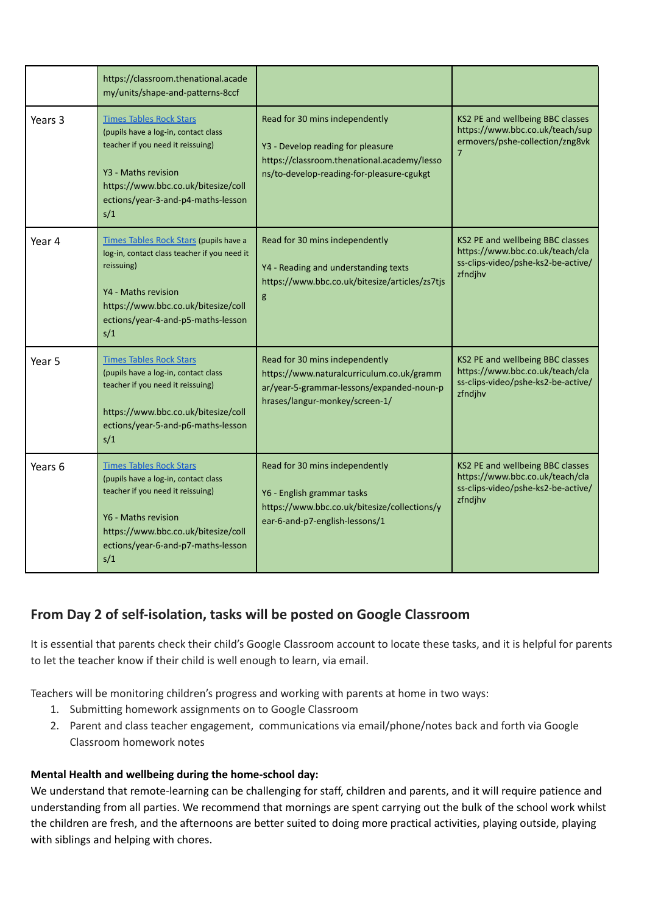| | | | |
|---|---|---|---|
| | https://classroom.thenational.academy/units/shape-and-patterns-8ccf | | |
| Years 3 | Times Tables Rock Stars (pupils have a log-in, contact class teacher if you need it reissuing)<br><br>Y3 - Maths revision https://www.bbc.co.uk/bitesize/collections/year-3-and-p4-maths-lessons/1 | Read for 30 mins independently<br><br>Y3 - Develop reading for pleasure https://classroom.thenational.academy/lessons/to-develop-reading-for-pleasure-cgukgt | KS2 PE and wellbeing BBC classes https://www.bbc.co.uk/teach/supermovers/pshe-collection/zng8vk7 |
| Year 4 | Times Tables Rock Stars (pupils have a log-in, contact class teacher if you need it reissuing)<br><br>Y4 - Maths revision https://www.bbc.co.uk/bitesize/collections/year-4-and-p5-maths-lessons/1 | Read for 30 mins independently<br><br>Y4 - Reading and understanding texts https://www.bbc.co.uk/bitesize/articles/zs7tjsg | KS2 PE and wellbeing BBC classes https://www.bbc.co.uk/teach/class-clips-video/pshe-ks2-be-active/zfndjhv |
| Year 5 | Times Tables Rock Stars (pupils have a log-in, contact class teacher if you need it reissuing)<br><br>https://www.bbc.co.uk/bitesize/collections/year-5-and-p6-maths-lessons/1 | Read for 30 mins independently https://www.naturalcurriculum.co.uk/grammar/year-5-grammar-lessons/expanded-noun-phrases/langur-monkey/screen-1/ | KS2 PE and wellbeing BBC classes https://www.bbc.co.uk/teach/class-clips-video/pshe-ks2-be-active/zfndjhv |
| Years 6 | Times Tables Rock Stars (pupils have a log-in, contact class teacher if you need it reissuing)<br><br>Y6 - Maths revision https://www.bbc.co.uk/bitesize/collections/year-6-and-p7-maths-lessons/1 | Read for 30 mins independently<br><br>Y6 - English grammar tasks https://www.bbc.co.uk/bitesize/collections/year-6-and-p7-english-lessons/1 | KS2 PE and wellbeing BBC classes https://www.bbc.co.uk/teach/class-clips-video/pshe-ks2-be-active/zfndjhv |

## From Day 2 of self-isolation, tasks will be posted on Google Classroom

It is essential that parents check their child's Google Classroom account to locate these tasks, and it is helpful for parents to let the teacher know if their child is well enough to learn, via email.

Teachers will be monitoring children's progress and working with parents at home in two ways:

1. Submitting homework assignments on to Google Classroom
2. Parent and class teacher engagement, communications via email/phone/notes back and forth via Google Classroom homework notes

**Mental Health and wellbeing during the home-school day:**

We understand that remote-learning can be challenging for staff, children and parents, and it will require patience and understanding from all parties. We recommend that mornings are spent carrying out the bulk of the school work whilst the children are fresh, and the afternoons are better suited to doing more practical activities, playing outside, playing with siblings and helping with chores.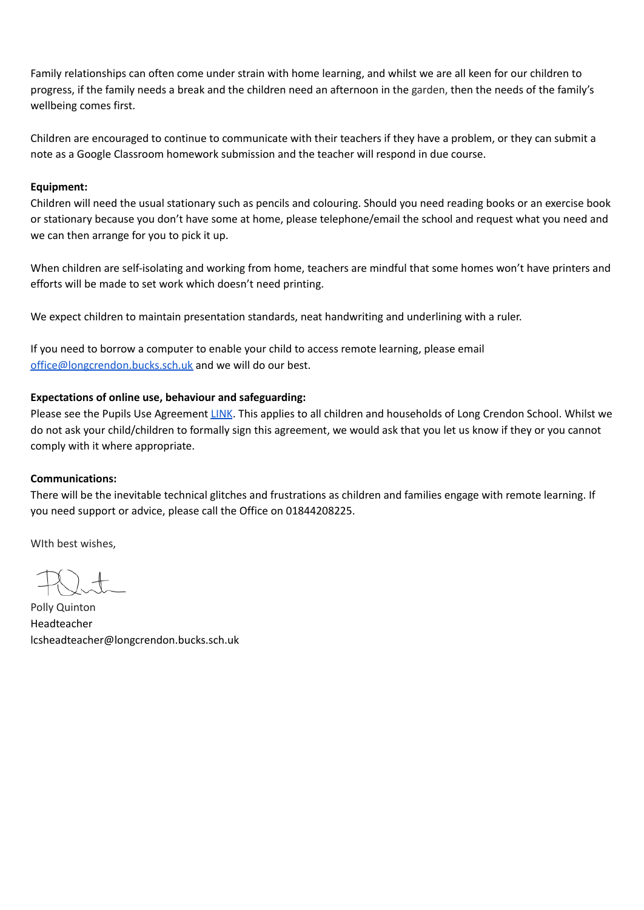Family relationships can often come under strain with home learning, and whilst we are all keen for our children to progress, if the family needs a break and the children need an afternoon in the garden, then the needs of the family's wellbeing comes first.

Children are encouraged to continue to communicate with their teachers if they have a problem, or they can submit a note as a Google Classroom homework submission and the teacher will respond in due course.

**Equipment:**
Children will need the usual stationary such as pencils and colouring. Should you need reading books or an exercise book or stationary because you don't have some at home, please telephone/email the school and request what you need and we can then arrange for you to pick it up.

When children are self-isolating and working from home, teachers are mindful that some homes won't have printers and efforts will be made to set work which doesn't need printing.

We expect children to maintain presentation standards, neat handwriting and underlining with a ruler.

If you need to borrow a computer to enable your child to access remote learning, please email office@longcrendon.bucks.sch.uk and we will do our best.

**Expectations of online use, behaviour and safeguarding:**
Please see the Pupils Use Agreement LINK. This applies to all children and households of Long Crendon School. Whilst we do not ask your child/children to formally sign this agreement, we would ask that you let us know if they or you cannot comply with it where appropriate.

**Communications:**
There will be the inevitable technical glitches and frustrations as children and families engage with remote learning. If you need support or advice, please call the Office on 01844208225.

WIth best wishes,

Polly Quinton
Headteacher
lcsheadteacher@longcrendon.bucks.sch.uk